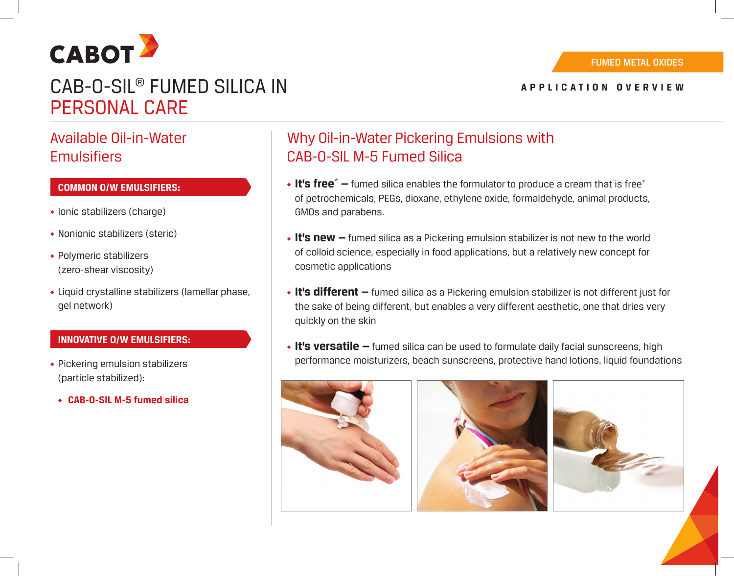CABOT

FUMED METAL OXIDES

APPLICATION OVERVIEW

# CAB-O-SIL® FUMED SILICA IN PERSONAL CARE

## Available Oil-in-Water Emulsifiers

**COMMON O/W EMULSIFIERS:**

- Ionic stabilizers (charge)
- Nonionic stabilizers (steric)
- Polymeric stabilizers (zero-shear viscosity)
- Liquid crystalline stabilizers (lamellar phase, gel network)

**INNOVATIVE O/W EMULSIFIERS:**

- Pickering emulsion stabilizers (particle stabilized):
  - **CAB-O-SIL M-5 fumed silica**

## Why Oil-in-Water Pickering Emulsions with CAB-O-SIL M-5 Fumed Silica

- **It's free* –** fumed silica enables the formulator to produce a cream that is free* of petrochemicals, PEGs, dioxane, ethylene oxide, formaldehyde, animal products, GMOs and parabens.
- **It's new –** fumed silica as a Pickering emulsion stabilizer is not new to the world of colloid science, especially in food applications, but a relatively new concept for cosmetic applications
- **It's different –** fumed silica as a Pickering emulsion stabilizer is not different just for the sake of being different, but enables a very different aesthetic, one that dries very quickly on the skin
- **It's versatile –** fumed silica can be used to formulate daily facial sunscreens, high performance moisturizers, beach sunscreens, protective hand lotions, liquid foundations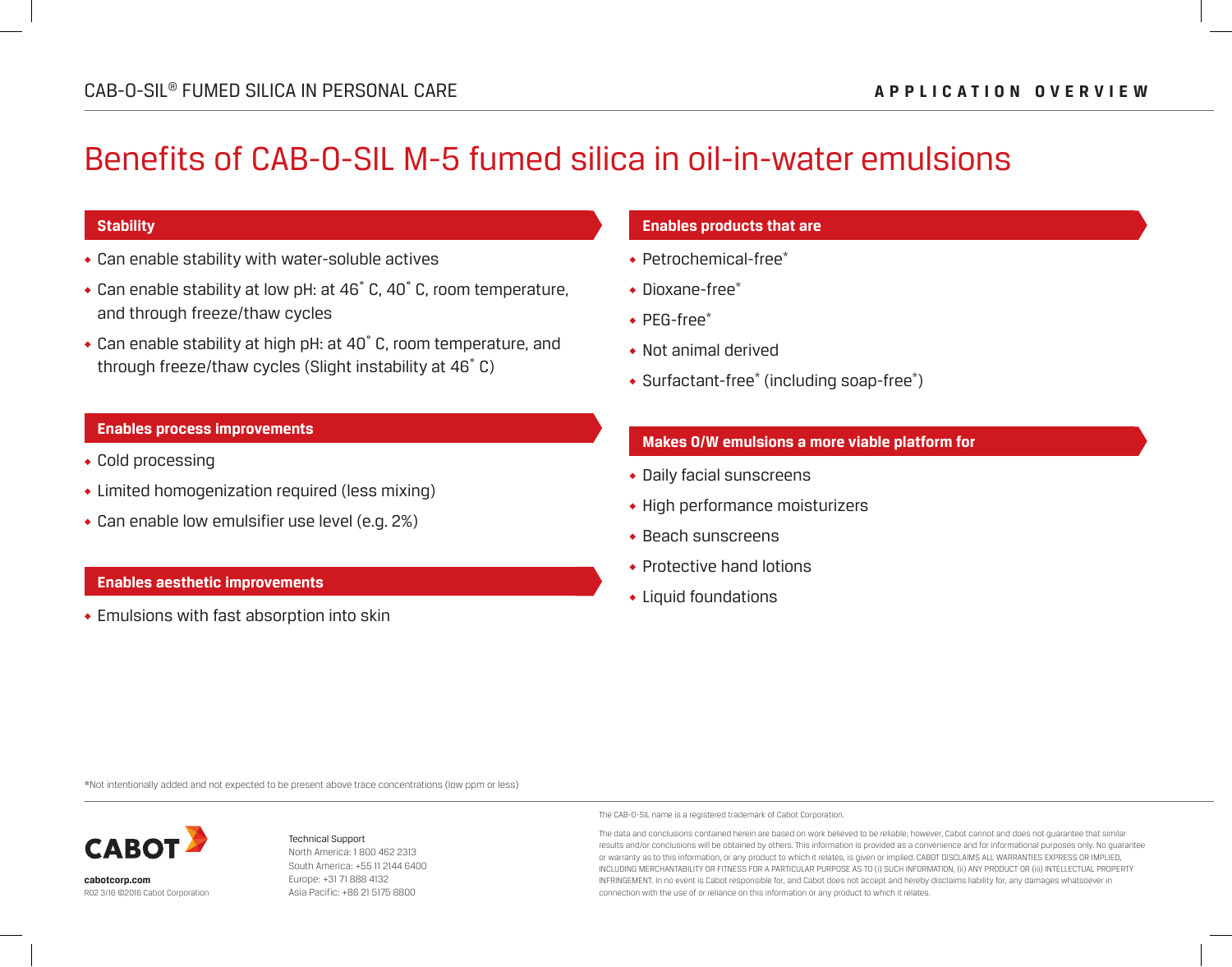# Benefits of CAB-O-SIL M-5 fumed silica in oil-in-water emulsions

## Stability

- Can enable stability with water-soluble actives
- Can enable stability at low pH: at 46° C, 40° C, room temperature, and through freeze/thaw cycles
- Can enable stability at high pH: at 40° C, room temperature, and through freeze/thaw cycles (Slight instability at 46° C)

## Enables process improvements

- Cold processing
- Limited homogenization required (less mixing)
- Can enable low emulsifier use level (e.g. 2%)

## Enables aesthetic improvements

- Emulsions with fast absorption into skin

## Enables products that are

- Petrochemical-free*
- Dioxane-free*
- PEG-free*
- Not animal derived
- Surfactant-free* (including soap-free*)

## Makes O/W emulsions a more viable platform for

- Daily facial sunscreens
- High performance moisturizers
- Beach sunscreens
- Protective hand lotions
- Liquid foundations

*Not intentionally added and not expected to be present above trace concentrations (low ppm or less)

CABOT

**cabotcorp.com**

R02 3/16 ©2016 Cabot Corporation

Technical Support
North America: 1 800 462 2313
South America: +55 11 2144 6400
Europe: +31 71 888 4132
Asia Pacific: +86 21 5175 8800

The CAB-O-SIL name is a registered trademark of Cabot Corporation.

The data and conclusions contained herein are based on work believed to be reliable; however, Cabot cannot and does not guarantee that similar results and/or conclusions will be obtained by others. This information is provided as a convenience and for informational purposes only. No guarantee or warranty as to this information, or any product to which it relates, is given or implied. CABOT DISCLAIMS ALL WARRANTIES EXPRESS OR IMPLIED, INCLUDING MERCHANTABILITY OR FITNESS FOR A PARTICULAR PURPOSE AS TO (i) SUCH INFORMATION, (ii) ANY PRODUCT OR (iii) INTELLECTUAL PROPERTY INFRINGEMENT. In no event is Cabot responsible for, and Cabot does not accept and hereby disclaims liability for, any damages whatsoever in connection with the use of or reliance on this information or any product to which it relates.